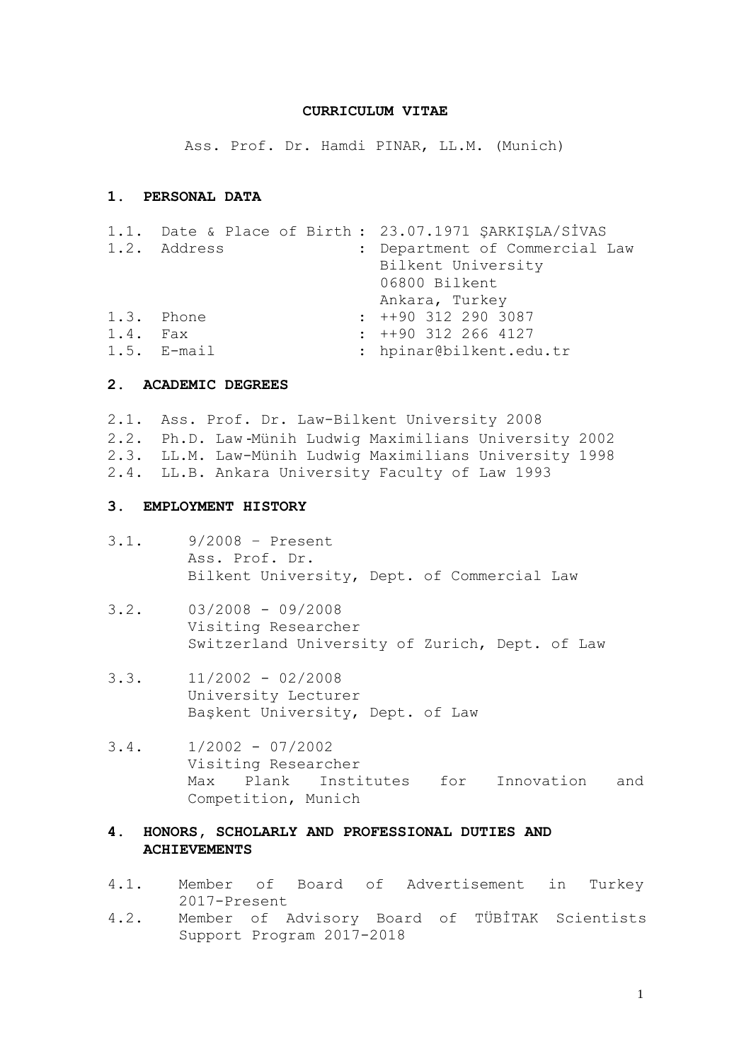# CURRICULUM VITAE

Ass. Prof. Dr. Hamdi PINAR, LL.M. (Munich)

## 1. PERSONAL DATA

1.1. Date & Place of Birth : 23.07.1971 ŞARKIŞLA/SİVAS

1.2. Address : Department of Commercial Law
Bilkent University
06800 Bilkent
Ankara, Turkey

1.3. Phone : ++90 312 290 3087

1.4. Fax : ++90 312 266 4127

1.5. E-mail : hpinar@bilkent.edu.tr

## 2. ACADEMIC DEGREES

2.1. Ass. Prof. Dr. Law-Bilkent University 2008

2.2. Ph.D. Law-Münih Ludwig Maximilians University 2002

2.3. LL.M. Law-Münih Ludwig Maximilians University 1998

2.4. LL.B. Ankara University Faculty of Law 1993

## 3. EMPLOYMENT HISTORY

3.1. 9/2008 – Present
Ass. Prof. Dr.
Bilkent University, Dept. of Commercial Law

3.2. 03/2008 - 09/2008
Visiting Researcher
Switzerland University of Zurich, Dept. of Law

3.3. 11/2002 - 02/2008
University Lecturer
Başkent University, Dept. of Law

3.4. 1/2002 - 07/2002
Visiting Researcher
Max Plank Institutes for Innovation and Competition, Munich

## 4. HONORS, SCHOLARLY AND PROFESSIONAL DUTIES AND ACHIEVEMENTS

4.1. Member of Board of Advertisement in Turkey 2017-Present

4.2. Member of Advisory Board of TÜBİTAK Scientists Support Program 2017-2018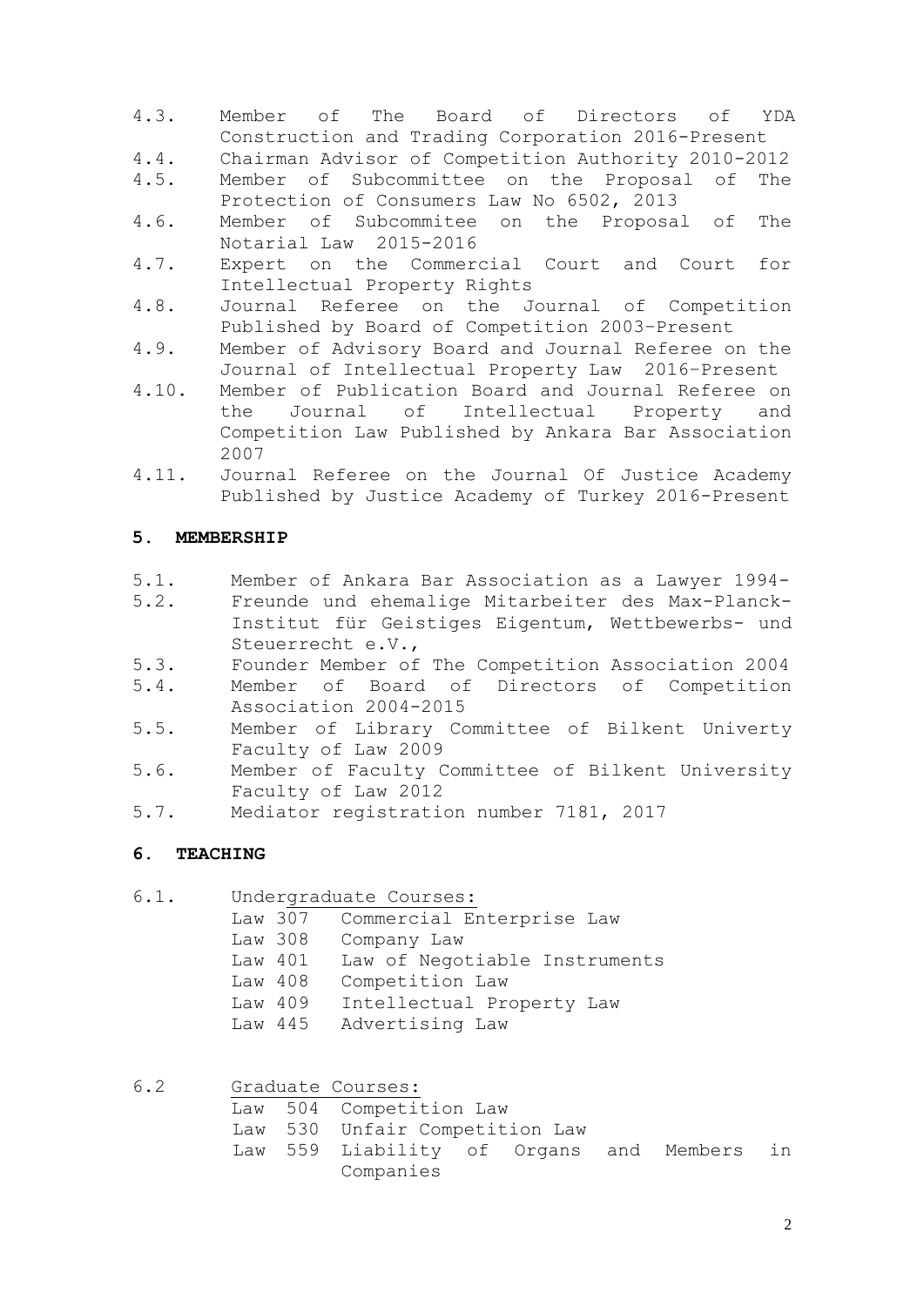4.3. Member of The Board of Directors of YDA Construction and Trading Corporation 2016-Present
4.4. Chairman Advisor of Competition Authority 2010-2012
4.5. Member of Subcommittee on the Proposal of The Protection of Consumers Law No 6502, 2013
4.6. Member of Subcommitee on the Proposal of The Notarial Law 2015-2016
4.7. Expert on the Commercial Court and Court for Intellectual Property Rights
4.8. Journal Referee on the Journal of Competition Published by Board of Competition 2003–Present
4.9. Member of Advisory Board and Journal Referee on the Journal of Intellectual Property Law 2016–Present
4.10. Member of Publication Board and Journal Referee on the Journal of Intellectual Property and Competition Law Published by Ankara Bar Association 2007
4.11. Journal Referee on the Journal Of Justice Academy Published by Justice Academy of Turkey 2016-Present

## 5. MEMBERSHIP

5.1. Member of Ankara Bar Association as a Lawyer 1994-
5.2. Freunde und ehemalige Mitarbeiter des Max-Planck-Institut für Geistiges Eigentum, Wettbewerbs- und Steuerrecht e.V.,
5.3. Founder Member of The Competition Association 2004
5.4. Member of Board of Directors of Competition Association 2004-2015
5.5. Member of Library Committee of Bilkent Univerty Faculty of Law 2009
5.6. Member of Faculty Committee of Bilkent University Faculty of Law 2012
5.7. Mediator registration number 7181, 2017

## 6. TEACHING

6.1. Undergraduate Courses:

- Law 307 Commercial Enterprise Law
- Law 308 Company Law
- Law 401 Law of Negotiable Instruments
- Law 408 Competition Law
- Law 409 Intellectual Property Law
- Law 445 Advertising Law

6.2 Graduate Courses:

- Law 504 Competition Law
- Law 530 Unfair Competition Law
- Law 559 Liability of Organs and Members in Companies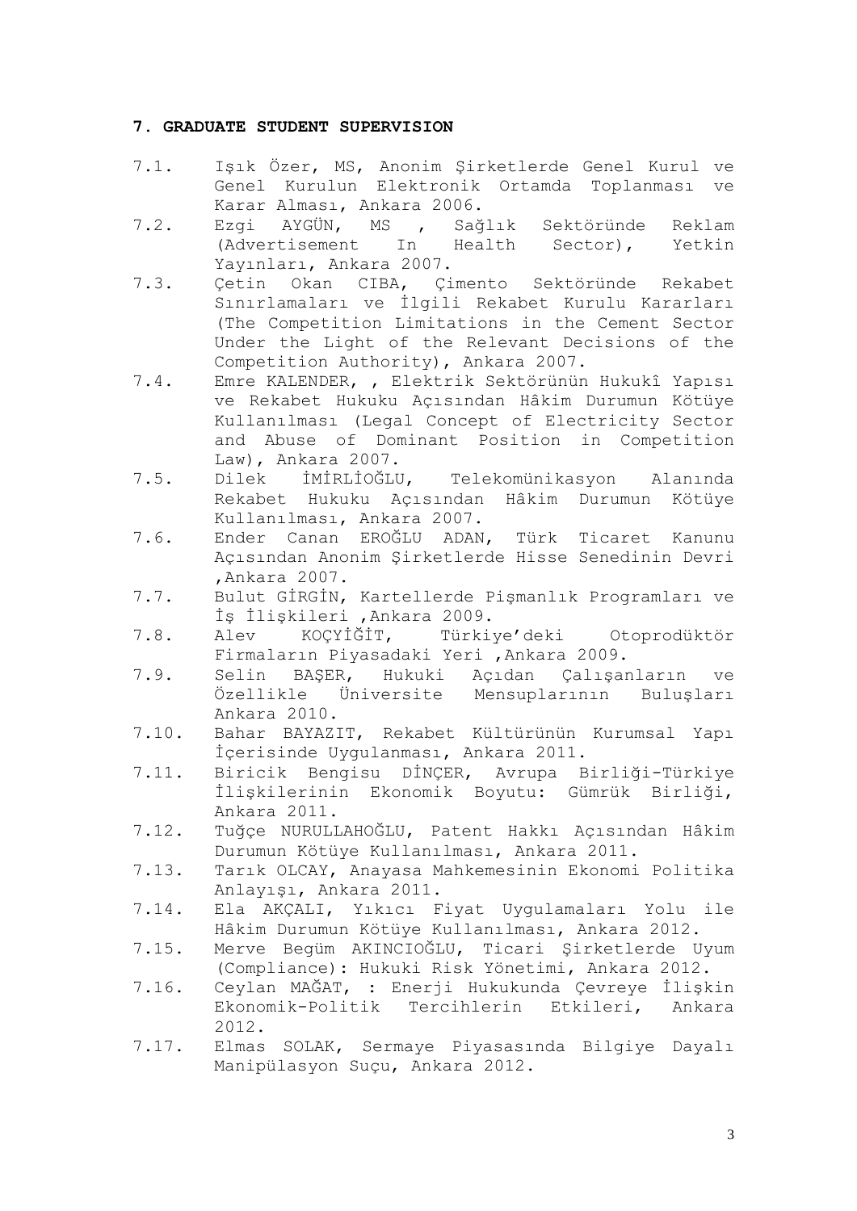### 7. GRADUATE STUDENT SUPERVISION

7.1. Işık Özer, MS, Anonim Şirketlerde Genel Kurul ve Genel Kurulun Elektronik Ortamda Toplanması ve Karar Alması, Ankara 2006.

7.2. Ezgi AYGÜN, MS , Sağlık Sektöründe Reklam (Advertisement In Health Sector), Yetkin Yayınları, Ankara 2007.

7.3. Çetin Okan CIBA, Çimento Sektöründe Rekabet Sınırlamaları ve İlgili Rekabet Kurulu Kararları (The Competition Limitations in the Cement Sector Under the Light of the Relevant Decisions of the Competition Authority), Ankara 2007.

7.4. Emre KALENDER, , Elektrik Sektörünün Hukukî Yapısı ve Rekabet Hukuku Açısından Hâkim Durumun Kötüye Kullanılması (Legal Concept of Electricity Sector and Abuse of Dominant Position in Competition Law), Ankara 2007.

7.5. Dilek İMİRLİOĞLU, Telekomünikasyon Alanında Rekabet Hukuku Açısından Hâkim Durumun Kötüye Kullanılması, Ankara 2007.

7.6. Ender Canan EROĞLU ADAN, Türk Ticaret Kanunu Açısından Anonim Şirketlerde Hisse Senedinin Devri ,Ankara 2007.

7.7. Bulut GİRGİN, Kartellerde Pişmanlık Programları ve İş İlişkileri ,Ankara 2009.

7.8. Alev KOÇYİĞİT, Türkiye'deki Otoprodüktör Firmaların Piyasadaki Yeri ,Ankara 2009.

7.9. Selin BAŞER, Hukuki Açıdan Çalışanların ve Özellikle Üniversite Mensuplarının Buluşları Ankara 2010.

7.10. Bahar BAYAZIT, Rekabet Kültürünün Kurumsal Yapı İçerisinde Uygulanması, Ankara 2011.

7.11. Biricik Bengisu DİNÇER, Avrupa Birliği-Türkiye İlişkilerinin Ekonomik Boyutu: Gümrük Birliği, Ankara 2011.

7.12. Tuğçe NURULLAHOĞLU, Patent Hakkı Açısından Hâkim Durumun Kötüye Kullanılması, Ankara 2011.

7.13. Tarık OLCAY, Anayasa Mahkemesinin Ekonomi Politika Anlayışı, Ankara 2011.

7.14. Ela AKÇALI, Yıkıcı Fiyat Uygulamaları Yolu ile Hâkim Durumun Kötüye Kullanılması, Ankara 2012.

7.15. Merve Begüm AKINCIOĞLU, Ticari Şirketlerde Uyum (Compliance): Hukuki Risk Yönetimi, Ankara 2012.

7.16. Ceylan MAĞAT, : Enerji Hukukunda Çevreye İlişkin Ekonomik-Politik Tercihlerin Etkileri, Ankara 2012.

7.17. Elmas SOLAK, Sermaye Piyasasında Bilgiye Dayalı Manipülasyon Suçu, Ankara 2012.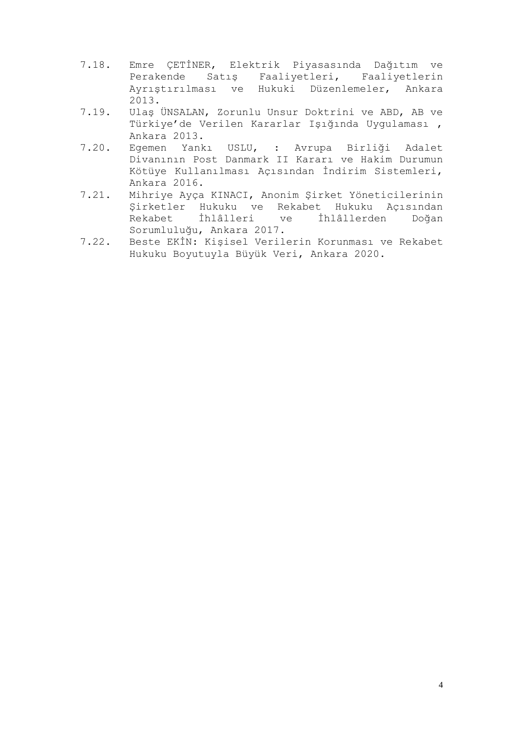7.18. Emre ÇETİNER, Elektrik Piyasasında Dağıtım ve Perakende Satış Faaliyetleri, Faaliyetlerin Ayrıştırılması ve Hukuki Düzenlemeler, Ankara 2013.

7.19. Ulaş ÜNSALAN, Zorunlu Unsur Doktrini ve ABD, AB ve Türkiye'de Verilen Kararlar Işığında Uygulaması , Ankara 2013.

7.20. Egemen Yankı USLU, : Avrupa Birliği Adalet Divanının Post Danmark II Kararı ve Hakim Durumun Kötüye Kullanılması Açısından İndirim Sistemleri, Ankara 2016.

7.21. Mihriye Ayça KINACI, Anonim Şirket Yöneticilerinin Şirketler Hukuku ve Rekabet Hukuku Açısından Rekabet İhlâlleri ve İhlâllerden Doğan Sorumluluğu, Ankara 2017.

7.22. Beste EKİN: Kişisel Verilerin Korunması ve Rekabet Hukuku Boyutuyla Büyük Veri, Ankara 2020.